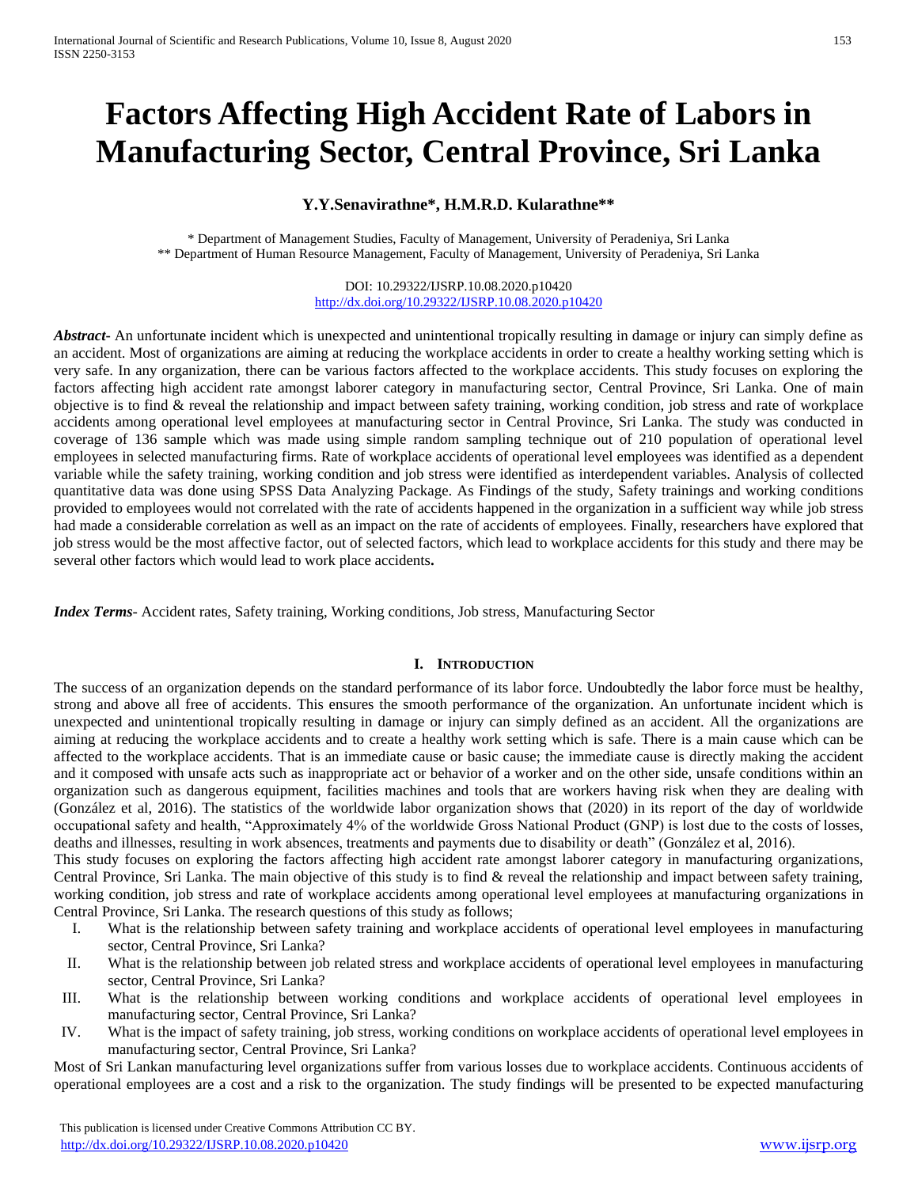# Factors Affecting High Accident Rate of Labors in Manufacturing Sector, Central Province, Sri Lanka

**Y.Y.Senavirathne*, H.M.R.D. Kularathne****

\* Department of Management Studies, Faculty of Management, University of Peradeniya, Sri Lanka
\*\* Department of Human Resource Management, Faculty of Management, University of Peradeniya, Sri Lanka

DOI: 10.29322/IJSRP.10.08.2020.p10420
http://dx.doi.org/10.29322/IJSRP.10.08.2020.p10420

***Abstract-*** An unfortunate incident which is unexpected and unintentional tropically resulting in damage or injury can simply define as an accident. Most of organizations are aiming at reducing the workplace accidents in order to create a healthy working setting which is very safe. In any organization, there can be various factors affected to the workplace accidents. This study focuses on exploring the factors affecting high accident rate amongst laborer category in manufacturing sector, Central Province, Sri Lanka. One of main objective is to find & reveal the relationship and impact between safety training, working condition, job stress and rate of workplace accidents among operational level employees at manufacturing sector in Central Province, Sri Lanka. The study was conducted in coverage of 136 sample which was made using simple random sampling technique out of 210 population of operational level employees in selected manufacturing firms. Rate of workplace accidents of operational level employees was identified as a dependent variable while the safety training, working condition and job stress were identified as interdependent variables. Analysis of collected quantitative data was done using SPSS Data Analyzing Package. As Findings of the study, Safety trainings and working conditions provided to employees would not correlated with the rate of accidents happened in the organization in a sufficient way while job stress had made a considerable correlation as well as an impact on the rate of accidents of employees. Finally, researchers have explored that job stress would be the most affective factor, out of selected factors, which lead to workplace accidents for this study and there may be several other factors which would lead to work place accidents**.**

***Index Terms***- Accident rates, Safety training, Working conditions, Job stress, Manufacturing Sector

## I. Introduction

The success of an organization depends on the standard performance of its labor force. Undoubtedly the labor force must be healthy, strong and above all free of accidents. This ensures the smooth performance of the organization. An unfortunate incident which is unexpected and unintentional tropically resulting in damage or injury can simply defined as an accident. All the organizations are aiming at reducing the workplace accidents and to create a healthy work setting which is safe. There is a main cause which can be affected to the workplace accidents. That is an immediate cause or basic cause; the immediate cause is directly making the accident and it composed with unsafe acts such as inappropriate act or behavior of a worker and on the other side, unsafe conditions within an organization such as dangerous equipment, facilities machines and tools that are workers having risk when they are dealing with (González et al, 2016). The statistics of the worldwide labor organization shows that (2020) in its report of the day of worldwide occupational safety and health, "Approximately 4% of the worldwide Gross National Product (GNP) is lost due to the costs of losses, deaths and illnesses, resulting in work absences, treatments and payments due to disability or death" (González et al, 2016).

This study focuses on exploring the factors affecting high accident rate amongst laborer category in manufacturing organizations, Central Province, Sri Lanka. The main objective of this study is to find & reveal the relationship and impact between safety training, working condition, job stress and rate of workplace accidents among operational level employees at manufacturing organizations in Central Province, Sri Lanka. The research questions of this study as follows;

I. What is the relationship between safety training and workplace accidents of operational level employees in manufacturing sector, Central Province, Sri Lanka?
II. What is the relationship between job related stress and workplace accidents of operational level employees in manufacturing sector, Central Province, Sri Lanka?
III. What is the relationship between working conditions and workplace accidents of operational level employees in manufacturing sector, Central Province, Sri Lanka?
IV. What is the impact of safety training, job stress, working conditions on workplace accidents of operational level employees in manufacturing sector, Central Province, Sri Lanka?

Most of Sri Lankan manufacturing level organizations suffer from various losses due to workplace accidents. Continuous accidents of operational employees are a cost and a risk to the organization. The study findings will be presented to be expected manufacturing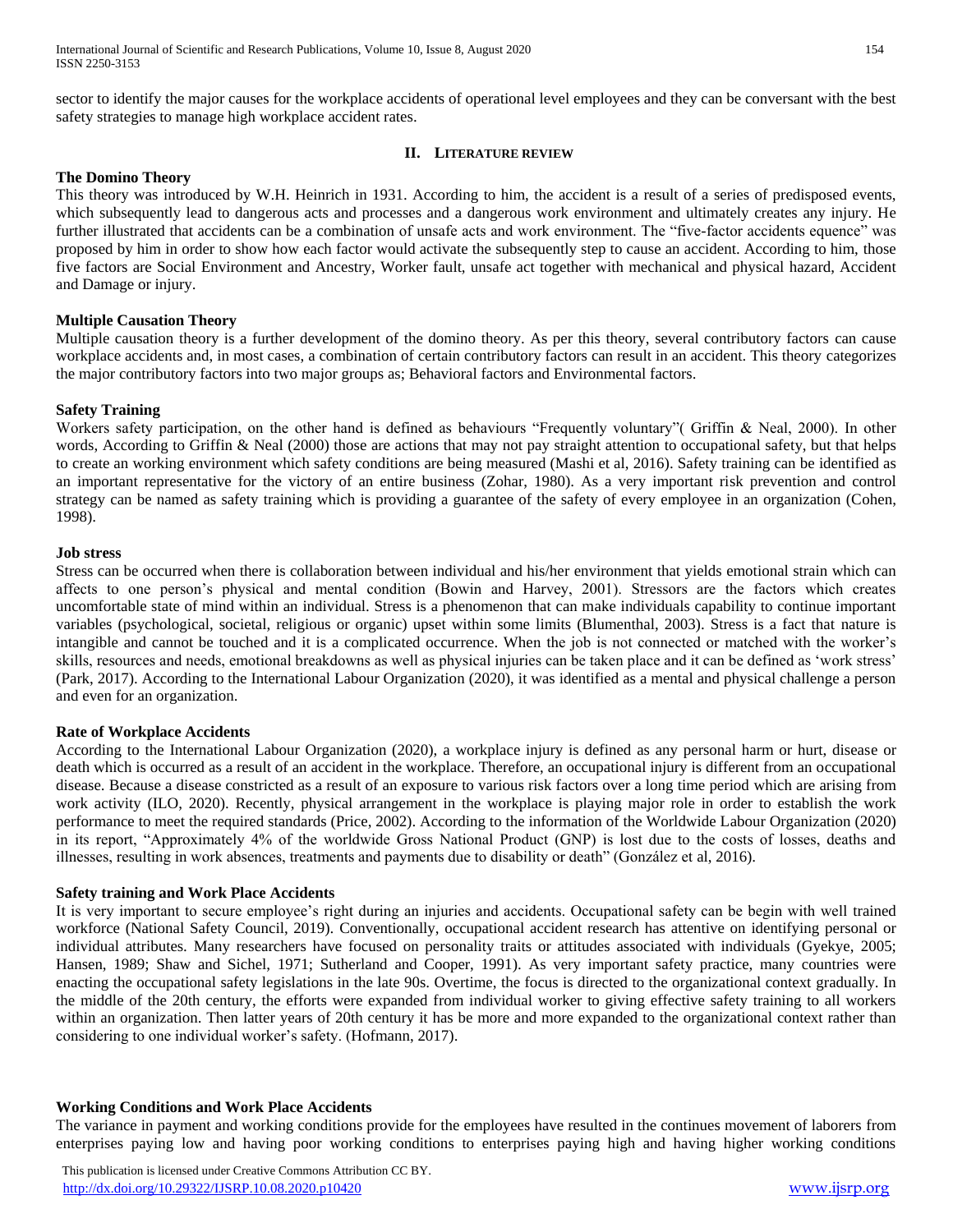sector to identify the major causes for the workplace accidents of operational level employees and they can be conversant with the best safety strategies to manage high workplace accident rates.

## II. Literature review

### The Domino Theory

This theory was introduced by W.H. Heinrich in 1931. According to him, the accident is a result of a series of predisposed events, which subsequently lead to dangerous acts and processes and a dangerous work environment and ultimately creates any injury. He further illustrated that accidents can be a combination of unsafe acts and work environment. The "five-factor accidents equence" was proposed by him in order to show how each factor would activate the subsequently step to cause an accident. According to him, those five factors are Social Environment and Ancestry, Worker fault, unsafe act together with mechanical and physical hazard, Accident and Damage or injury.

### Multiple Causation Theory

Multiple causation theory is a further development of the domino theory. As per this theory, several contributory factors can cause workplace accidents and, in most cases, a combination of certain contributory factors can result in an accident. This theory categorizes the major contributory factors into two major groups as; Behavioral factors and Environmental factors.

### Safety Training

Workers safety participation, on the other hand is defined as behaviours "Frequently voluntary"( Griffin & Neal, 2000). In other words, According to Griffin & Neal (2000) those are actions that may not pay straight attention to occupational safety, but that helps to create an working environment which safety conditions are being measured (Mashi et al, 2016). Safety training can be identified as an important representative for the victory of an entire business (Zohar, 1980). As a very important risk prevention and control strategy can be named as safety training which is providing a guarantee of the safety of every employee in an organization (Cohen, 1998).

### Job stress

Stress can be occurred when there is collaboration between individual and his/her environment that yields emotional strain which can affects to one person's physical and mental condition (Bowin and Harvey, 2001). Stressors are the factors which creates uncomfortable state of mind within an individual. Stress is a phenomenon that can make individuals capability to continue important variables (psychological, societal, religious or organic) upset within some limits (Blumenthal, 2003). Stress is a fact that nature is intangible and cannot be touched and it is a complicated occurrence. When the job is not connected or matched with the worker's skills, resources and needs, emotional breakdowns as well as physical injuries can be taken place and it can be defined as 'work stress' (Park, 2017). According to the International Labour Organization (2020), it was identified as a mental and physical challenge a person and even for an organization.

### Rate of Workplace Accidents

According to the International Labour Organization (2020), a workplace injury is defined as any personal harm or hurt, disease or death which is occurred as a result of an accident in the workplace. Therefore, an occupational injury is different from an occupational disease. Because a disease constricted as a result of an exposure to various risk factors over a long time period which are arising from work activity (ILO, 2020). Recently, physical arrangement in the workplace is playing major role in order to establish the work performance to meet the required standards (Price, 2002). According to the information of the Worldwide Labour Organization (2020) in its report, "Approximately 4% of the worldwide Gross National Product (GNP) is lost due to the costs of losses, deaths and illnesses, resulting in work absences, treatments and payments due to disability or death" (González et al, 2016).

### Safety training and Work Place Accidents

It is very important to secure employee's right during an injuries and accidents. Occupational safety can be begin with well trained workforce (National Safety Council, 2019). Conventionally, occupational accident research has attentive on identifying personal or individual attributes. Many researchers have focused on personality traits or attitudes associated with individuals (Gyekye, 2005; Hansen, 1989; Shaw and Sichel, 1971; Sutherland and Cooper, 1991). As very important safety practice, many countries were enacting the occupational safety legislations in the late 90s. Overtime, the focus is directed to the organizational context gradually. In the middle of the 20th century, the efforts were expanded from individual worker to giving effective safety training to all workers within an organization. Then latter years of 20th century it has be more and more expanded to the organizational context rather than considering to one individual worker's safety. (Hofmann, 2017).

### Working Conditions and Work Place Accidents

The variance in payment and working conditions provide for the employees have resulted in the continues movement of laborers from enterprises paying low and having poor working conditions to enterprises paying high and having higher working conditions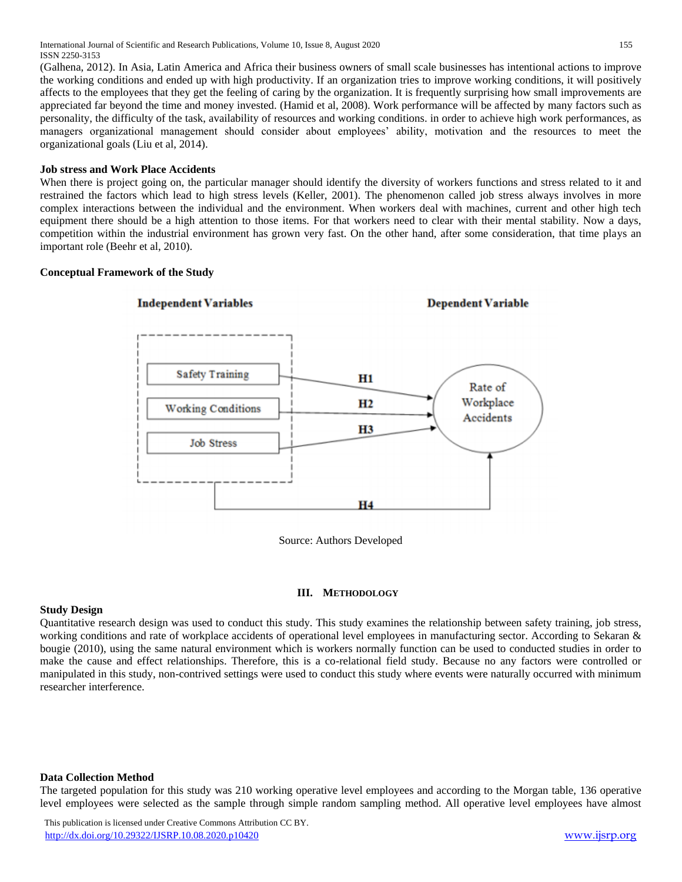(Galhena, 2012). In Asia, Latin America and Africa their business owners of small scale businesses has intentional actions to improve the working conditions and ended up with high productivity. If an organization tries to improve working conditions, it will positively affects to the employees that they get the feeling of caring by the organization. It is frequently surprising how small improvements are appreciated far beyond the time and money invested. (Hamid et al, 2008). Work performance will be affected by many factors such as personality, the difficulty of the task, availability of resources and working conditions. in order to achieve high work performances, as managers organizational management should consider about employees' ability, motivation and the resources to meet the organizational goals (Liu et al, 2014).

**Job stress and Work Place Accidents**

When there is project going on, the particular manager should identify the diversity of workers functions and stress related to it and restrained the factors which lead to high stress levels (Keller, 2001). The phenomenon called job stress always involves in more complex interactions between the individual and the environment. When workers deal with machines, current and other high tech equipment there should be a high attention to those items. For that workers need to clear with their mental stability. Now a days, competition within the industrial environment has grown very fast. On the other hand, after some consideration, that time plays an important role (Beehr et al, 2010).

**Conceptual Framework of the Study**

Independent Variables: Safety Training, Working Conditions, Job Stress

Dependent Variable: Rate of Workplace Accidents

H1, H2, H3, H4

Source: Authors Developed

## III. Methodology

**Study Design**

Quantitative research design was used to conduct this study. This study examines the relationship between safety training, job stress, working conditions and rate of workplace accidents of operational level employees in manufacturing sector. According to Sekaran & bougie (2010), using the same natural environment which is workers normally function can be used to conducted studies in order to make the cause and effect relationships. Therefore, this is a co-relational field study. Because no any factors were controlled or manipulated in this study, non-contrived settings were used to conduct this study where events were naturally occurred with minimum researcher interference.

**Data Collection Method**

The targeted population for this study was 210 working operative level employees and according to the Morgan table, 136 operative level employees were selected as the sample through simple random sampling method. All operative level employees have almost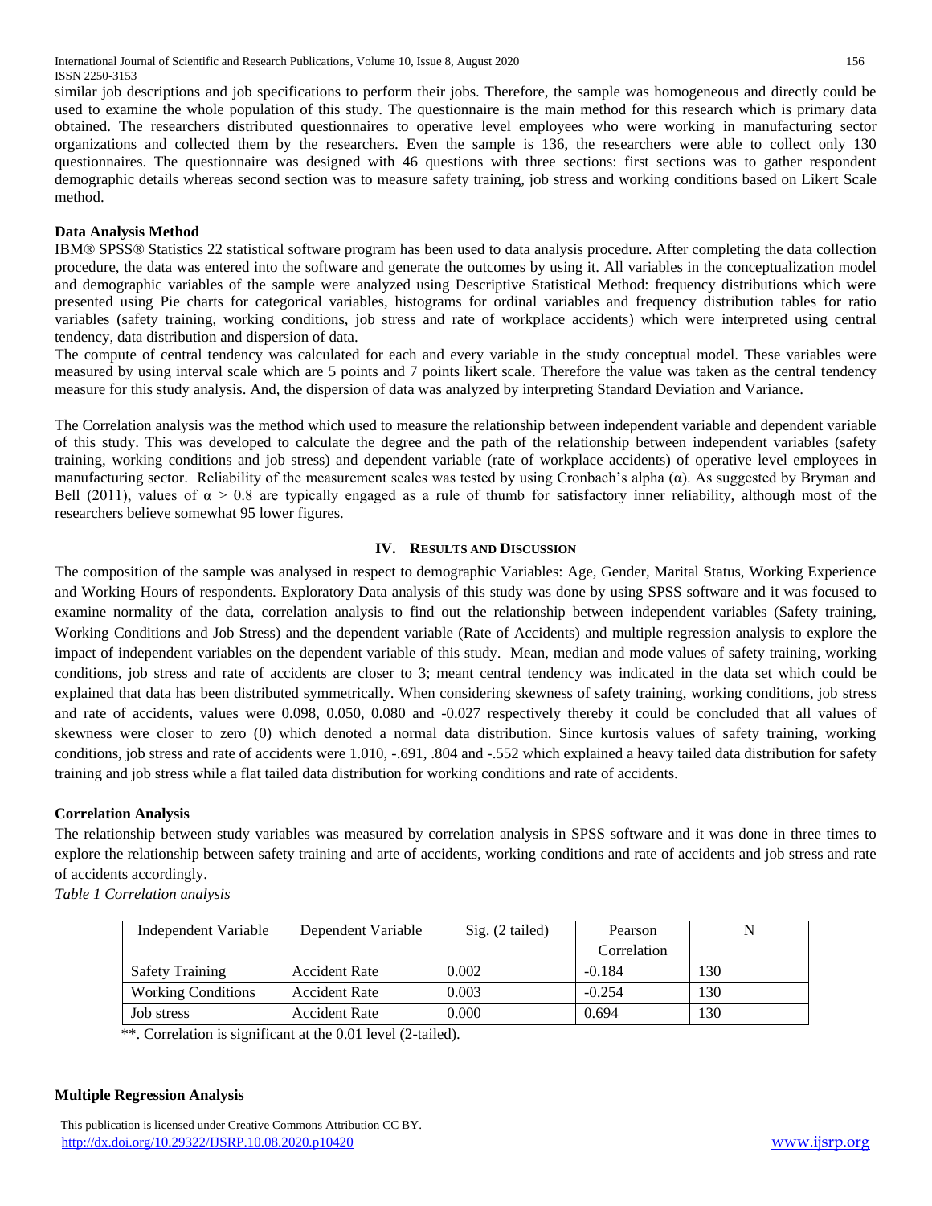similar job descriptions and job specifications to perform their jobs. Therefore, the sample was homogeneous and directly could be used to examine the whole population of this study. The questionnaire is the main method for this research which is primary data obtained. The researchers distributed questionnaires to operative level employees who were working in manufacturing sector organizations and collected them by the researchers. Even the sample is 136, the researchers were able to collect only 130 questionnaires. The questionnaire was designed with 46 questions with three sections: first sections was to gather respondent demographic details whereas second section was to measure safety training, job stress and working conditions based on Likert Scale method.

**Data Analysis Method**

IBM® SPSS® Statistics 22 statistical software program has been used to data analysis procedure. After completing the data collection procedure, the data was entered into the software and generate the outcomes by using it. All variables in the conceptualization model and demographic variables of the sample were analyzed using Descriptive Statistical Method: frequency distributions which were presented using Pie charts for categorical variables, histograms for ordinal variables and frequency distribution tables for ratio variables (safety training, working conditions, job stress and rate of workplace accidents) which were interpreted using central tendency, data distribution and dispersion of data.

The compute of central tendency was calculated for each and every variable in the study conceptual model. These variables were measured by using interval scale which are 5 points and 7 points likert scale. Therefore the value was taken as the central tendency measure for this study analysis. And, the dispersion of data was analyzed by interpreting Standard Deviation and Variance.

The Correlation analysis was the method which used to measure the relationship between independent variable and dependent variable of this study. This was developed to calculate the degree and the path of the relationship between independent variables (safety training, working conditions and job stress) and dependent variable (rate of workplace accidents) of operative level employees in manufacturing sector. Reliability of the measurement scales was tested by using Cronbach's alpha (α). As suggested by Bryman and Bell (2011), values of $\alpha > 0.8$ are typically engaged as a rule of thumb for satisfactory inner reliability, although most of the researchers believe somewhat 95 lower figures.

## IV. Results and Discussion

The composition of the sample was analysed in respect to demographic Variables: Age, Gender, Marital Status, Working Experience and Working Hours of respondents. Exploratory Data analysis of this study was done by using SPSS software and it was focused to examine normality of the data, correlation analysis to find out the relationship between independent variables (Safety training, Working Conditions and Job Stress) and the dependent variable (Rate of Accidents) and multiple regression analysis to explore the impact of independent variables on the dependent variable of this study. Mean, median and mode values of safety training, working conditions, job stress and rate of accidents are closer to 3; meant central tendency was indicated in the data set which could be explained that data has been distributed symmetrically. When considering skewness of safety training, working conditions, job stress and rate of accidents, values were 0.098, 0.050, 0.080 and -0.027 respectively thereby it could be concluded that all values of skewness were closer to zero (0) which denoted a normal data distribution. Since kurtosis values of safety training, working conditions, job stress and rate of accidents were 1.010, -.691, .804 and -.552 which explained a heavy tailed data distribution for safety training and job stress while a flat tailed data distribution for working conditions and rate of accidents.

**Correlation Analysis**

The relationship between study variables was measured by correlation analysis in SPSS software and it was done in three times to explore the relationship between safety training and arte of accidents, working conditions and rate of accidents and job stress and rate of accidents accordingly.

*Table 1 Correlation analysis*

| Independent Variable | Dependent Variable | Sig. (2 tailed) | Pearson Correlation | N |
|---|---|---|---|---|
| Safety Training | Accident Rate | 0.002 | -0.184 | 130 |
| Working Conditions | Accident Rate | 0.003 | -0.254 | 130 |
| Job stress | Accident Rate | 0.000 | 0.694 | 130 |

**. Correlation is significant at the 0.01 level (2-tailed).

**Multiple Regression Analysis**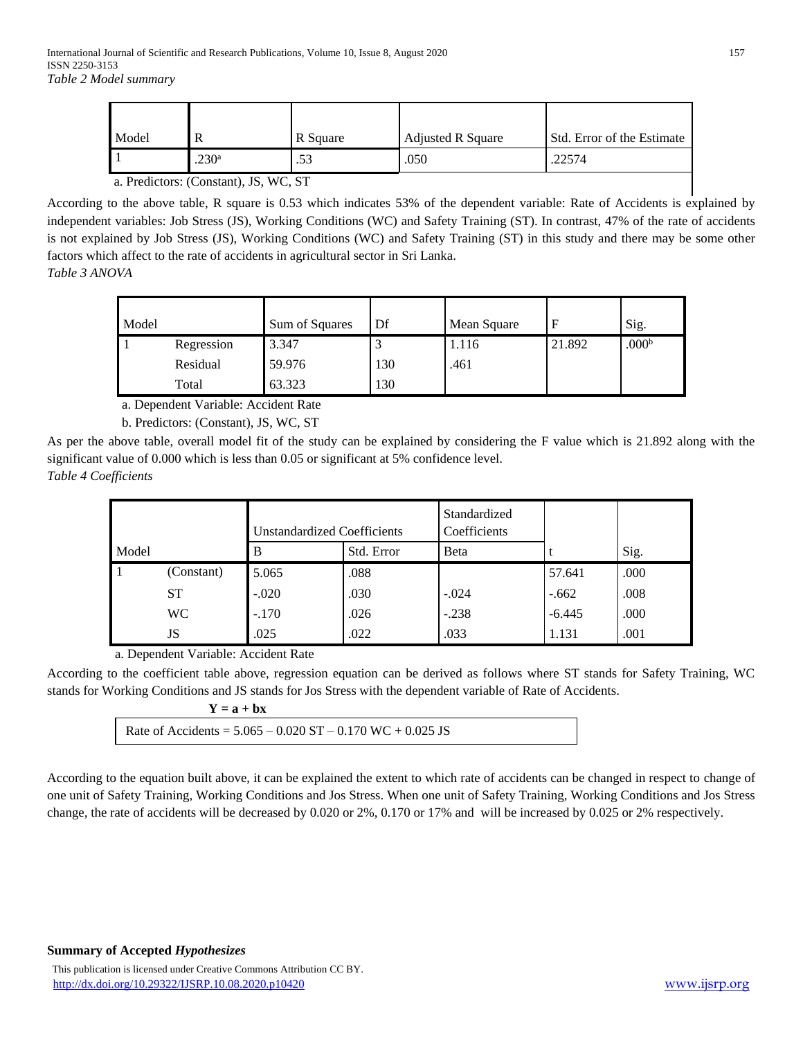*Table 2 Model summary*

| Model | R | R Square | Adjusted R Square | Std. Error of the Estimate |
|---|---|---|---|---|
| 1 | .230[a] | .53 | .050 | .22574 |

a. Predictors: (Constant), JS, WC, ST

According to the above table, R square is 0.53 which indicates 53% of the dependent variable: Rate of Accidents is explained by independent variables: Job Stress (JS), Working Conditions (WC) and Safety Training (ST). In contrast, 47% of the rate of accidents is not explained by Job Stress (JS), Working Conditions (WC) and Safety Training (ST) in this study and there may be some other factors which affect to the rate of accidents in agricultural sector in Sri Lanka.

*Table 3 ANOVA*

| Model | | Sum of Squares | Df | Mean Square | F | Sig. |
|---|---|---|---|---|---|---|
| 1 | Regression | 3.347 | 3 | 1.116 | 21.892 | .000[b] |
| | Residual | 59.976 | 130 | .461 | | |
| | Total | 63.323 | 130 | | | |

a. Dependent Variable: Accident Rate

b. Predictors: (Constant), JS, WC, ST

As per the above table, overall model fit of the study can be explained by considering the F value which is 21.892 along with the significant value of 0.000 which is less than 0.05 or significant at 5% confidence level.

*Table 4 Coefficients*

| Model | | Unstandardized Coefficients | | Standardized Coefficients | | |
|---|---|---|---|---|---|---|
| | | B | Std. Error | Beta | t | Sig. |
| 1 | (Constant) | 5.065 | .088 | | 57.641 | .000 |
| | ST | -.020 | .030 | -.024 | -.662 | .008 |
| | WC | -.170 | .026 | -.238 | -6.445 | .000 |
| | JS | .025 | .022 | .033 | 1.131 | .001 |

a. Dependent Variable: Accident Rate

According to the coefficient table above, regression equation can be derived as follows where ST stands for Safety Training, WC stands for Working Conditions and JS stands for Jos Stress with the dependent variable of Rate of Accidents.

$$\mathbf{Y = a + bx}$$

$$\text{Rate of Accidents} = 5.065 - 0.020\ ST - 0.170\ WC + 0.025\ JS$$

According to the equation built above, it can be explained the extent to which rate of accidents can be changed in respect to change of one unit of Safety Training, Working Conditions and Jos Stress. When one unit of Safety Training, Working Conditions and Jos Stress change, the rate of accidents will be decreased by 0.020 or 2%, 0.170 or 17% and will be increased by 0.025 or 2% respectively.

**Summary of Accepted *Hypothesizes***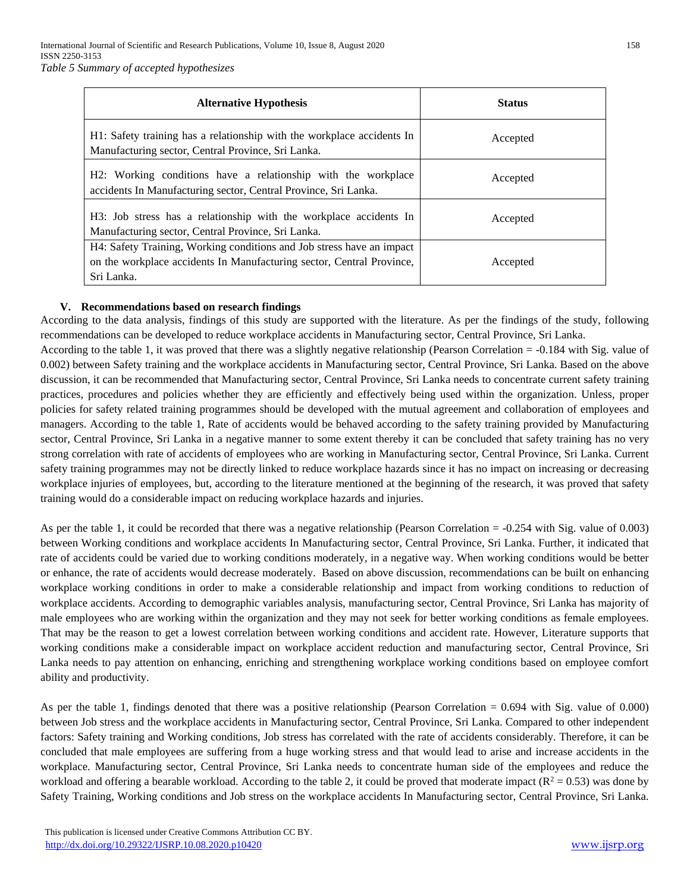*Table 5 Summary of accepted hypothesizes*

| Alternative Hypothesis | Status |
|---|---|
| H1: Safety training has a relationship with the workplace accidents In Manufacturing sector, Central Province, Sri Lanka. | Accepted |
| H2: Working conditions have a relationship with the workplace accidents In Manufacturing sector, Central Province, Sri Lanka. | Accepted |
| H3: Job stress has a relationship with the workplace accidents In Manufacturing sector, Central Province, Sri Lanka. | Accepted |
| H4: Safety Training, Working conditions and Job stress have an impact on the workplace accidents In Manufacturing sector, Central Province, Sri Lanka. | Accepted |

## V. Recommendations based on research findings

According to the data analysis, findings of this study are supported with the literature. As per the findings of the study, following recommendations can be developed to reduce workplace accidents in Manufacturing sector, Central Province, Sri Lanka.

According to the table 1, it was proved that there was a slightly negative relationship (Pearson Correlation = -0.184 with Sig. value of 0.002) between Safety training and the workplace accidents in Manufacturing sector, Central Province, Sri Lanka. Based on the above discussion, it can be recommended that Manufacturing sector, Central Province, Sri Lanka needs to concentrate current safety training practices, procedures and policies whether they are efficiently and effectively being used within the organization. Unless, proper policies for safety related training programmes should be developed with the mutual agreement and collaboration of employees and managers. According to the table 1, Rate of accidents would be behaved according to the safety training provided by Manufacturing sector, Central Province, Sri Lanka in a negative manner to some extent thereby it can be concluded that safety training has no very strong correlation with rate of accidents of employees who are working in Manufacturing sector, Central Province, Sri Lanka. Current safety training programmes may not be directly linked to reduce workplace hazards since it has no impact on increasing or decreasing workplace injuries of employees, but, according to the literature mentioned at the beginning of the research, it was proved that safety training would do a considerable impact on reducing workplace hazards and injuries.

As per the table 1, it could be recorded that there was a negative relationship (Pearson Correlation = -0.254 with Sig. value of 0.003) between Working conditions and workplace accidents In Manufacturing sector, Central Province, Sri Lanka. Further, it indicated that rate of accidents could be varied due to working conditions moderately, in a negative way. When working conditions would be better or enhance, the rate of accidents would decrease moderately. Based on above discussion, recommendations can be built on enhancing workplace working conditions in order to make a considerable relationship and impact from working conditions to reduction of workplace accidents. According to demographic variables analysis, manufacturing sector, Central Province, Sri Lanka has majority of male employees who are working within the organization and they may not seek for better working conditions as female employees. That may be the reason to get a lowest correlation between working conditions and accident rate. However, Literature supports that working conditions make a considerable impact on workplace accident reduction and manufacturing sector, Central Province, Sri Lanka needs to pay attention on enhancing, enriching and strengthening workplace working conditions based on employee comfort ability and productivity.

As per the table 1, findings denoted that there was a positive relationship (Pearson Correlation = 0.694 with Sig. value of 0.000) between Job stress and the workplace accidents in Manufacturing sector, Central Province, Sri Lanka. Compared to other independent factors: Safety training and Working conditions, Job stress has correlated with the rate of accidents considerably. Therefore, it can be concluded that male employees are suffering from a huge working stress and that would lead to arise and increase accidents in the workplace. Manufacturing sector, Central Province, Sri Lanka needs to concentrate human side of the employees and reduce the workload and offering a bearable workload. According to the table 2, it could be proved that moderate impact ($R^2 = 0.53$) was done by Safety Training, Working conditions and Job stress on the workplace accidents In Manufacturing sector, Central Province, Sri Lanka.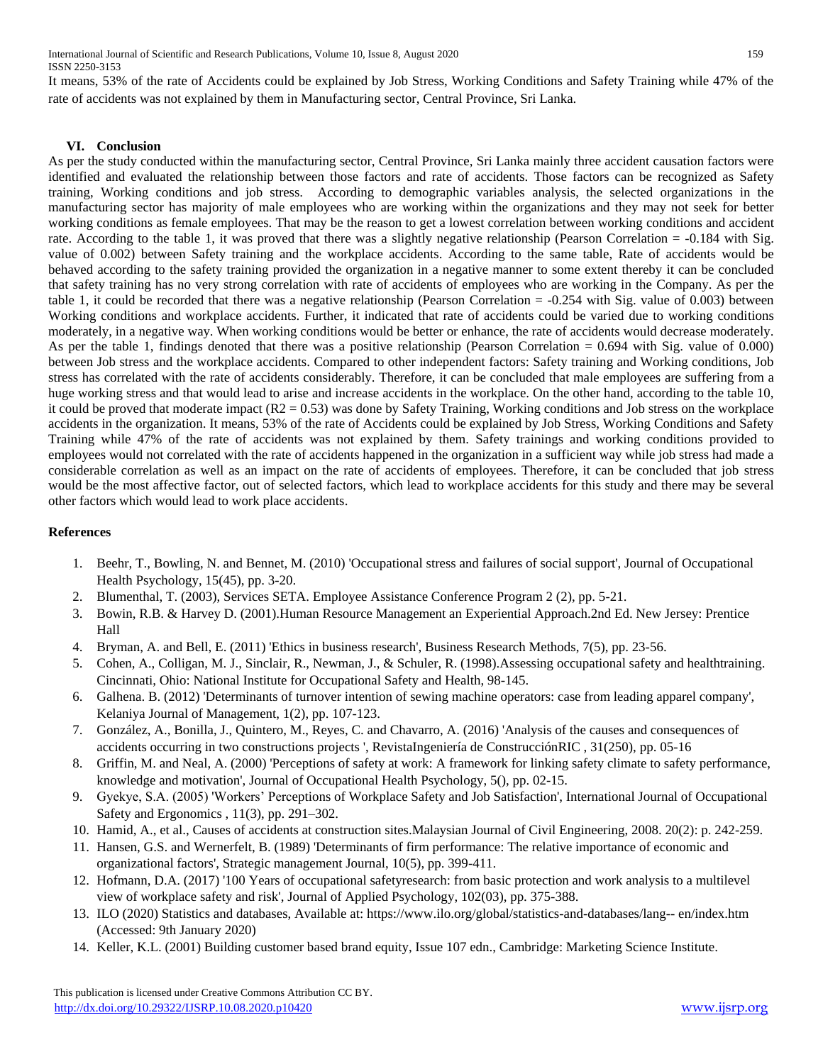It means, 53% of the rate of Accidents could be explained by Job Stress, Working Conditions and Safety Training while 47% of the rate of accidents was not explained by them in Manufacturing sector, Central Province, Sri Lanka.

## VI. Conclusion

As per the study conducted within the manufacturing sector, Central Province, Sri Lanka mainly three accident causation factors were identified and evaluated the relationship between those factors and rate of accidents. Those factors can be recognized as Safety training, Working conditions and job stress. According to demographic variables analysis, the selected organizations in the manufacturing sector has majority of male employees who are working within the organizations and they may not seek for better working conditions as female employees. That may be the reason to get a lowest correlation between working conditions and accident rate. According to the table 1, it was proved that there was a slightly negative relationship (Pearson Correlation = -0.184 with Sig. value of 0.002) between Safety training and the workplace accidents. According to the same table, Rate of accidents would be behaved according to the safety training provided the organization in a negative manner to some extent thereby it can be concluded that safety training has no very strong correlation with rate of accidents of employees who are working in the Company. As per the table 1, it could be recorded that there was a negative relationship (Pearson Correlation = -0.254 with Sig. value of 0.003) between Working conditions and workplace accidents. Further, it indicated that rate of accidents could be varied due to working conditions moderately, in a negative way. When working conditions would be better or enhance, the rate of accidents would decrease moderately. As per the table 1, findings denoted that there was a positive relationship (Pearson Correlation = 0.694 with Sig. value of 0.000) between Job stress and the workplace accidents. Compared to other independent factors: Safety training and Working conditions, Job stress has correlated with the rate of accidents considerably. Therefore, it can be concluded that male employees are suffering from a huge working stress and that would lead to arise and increase accidents in the workplace. On the other hand, according to the table 10, it could be proved that moderate impact ($R2 = 0.53$) was done by Safety Training, Working conditions and Job stress on the workplace accidents in the organization. It means, 53% of the rate of Accidents could be explained by Job Stress, Working Conditions and Safety Training while 47% of the rate of accidents was not explained by them. Safety trainings and working conditions provided to employees would not correlated with the rate of accidents happened in the organization in a sufficient way while job stress had made a considerable correlation as well as an impact on the rate of accidents of employees. Therefore, it can be concluded that job stress would be the most affective factor, out of selected factors, which lead to workplace accidents for this study and there may be several other factors which would lead to work place accidents.

## References

1. Beehr, T., Bowling, N. and Bennet, M. (2010) 'Occupational stress and failures of social support', Journal of Occupational Health Psychology, 15(45), pp. 3-20.
2. Blumenthal, T. (2003), Services SETA. Employee Assistance Conference Program 2 (2), pp. 5-21.
3. Bowin, R.B. & Harvey D. (2001).Human Resource Management an Experiential Approach.2nd Ed. New Jersey: Prentice Hall
4. Bryman, A. and Bell, E. (2011) 'Ethics in business research', Business Research Methods, 7(5), pp. 23-56.
5. Cohen, A., Colligan, M. J., Sinclair, R., Newman, J., & Schuler, R. (1998).Assessing occupational safety and healthtraining. Cincinnati, Ohio: National Institute for Occupational Safety and Health, 98-145.
6. Galhena. B. (2012) 'Determinants of turnover intention of sewing machine operators: case from leading apparel company', Kelaniya Journal of Management, 1(2), pp. 107-123.
7. González, A., Bonilla, J., Quintero, M., Reyes, C. and Chavarro, A. (2016) 'Analysis of the causes and consequences of accidents occurring in two constructions projects ', RevistaIngeniería de ConstrucciónRIC , 31(250), pp. 05-16
8. Griffin, M. and Neal, A. (2000) 'Perceptions of safety at work: A framework for linking safety climate to safety performance, knowledge and motivation', Journal of Occupational Health Psychology, 5(), pp. 02-15.
9. Gyekye, S.A. (2005) 'Workers' Perceptions of Workplace Safety and Job Satisfaction', International Journal of Occupational Safety and Ergonomics , 11(3), pp. 291–302.
10. Hamid, A., et al., Causes of accidents at construction sites.Malaysian Journal of Civil Engineering, 2008. 20(2): p. 242-259.
11. Hansen, G.S. and Wernerfelt, B. (1989) 'Determinants of firm performance: The relative importance of economic and organizational factors', Strategic management Journal, 10(5), pp. 399-411.
12. Hofmann, D.A. (2017) '100 Years of occupational safetyresearch: from basic protection and work analysis to a multilevel view of workplace safety and risk', Journal of Applied Psychology, 102(03), pp. 375-388.
13. ILO (2020) Statistics and databases, Available at: https://www.ilo.org/global/statistics-and-databases/lang-- en/index.htm (Accessed: 9th January 2020)
14. Keller, K.L. (2001) Building customer based brand equity, Issue 107 edn., Cambridge: Marketing Science Institute.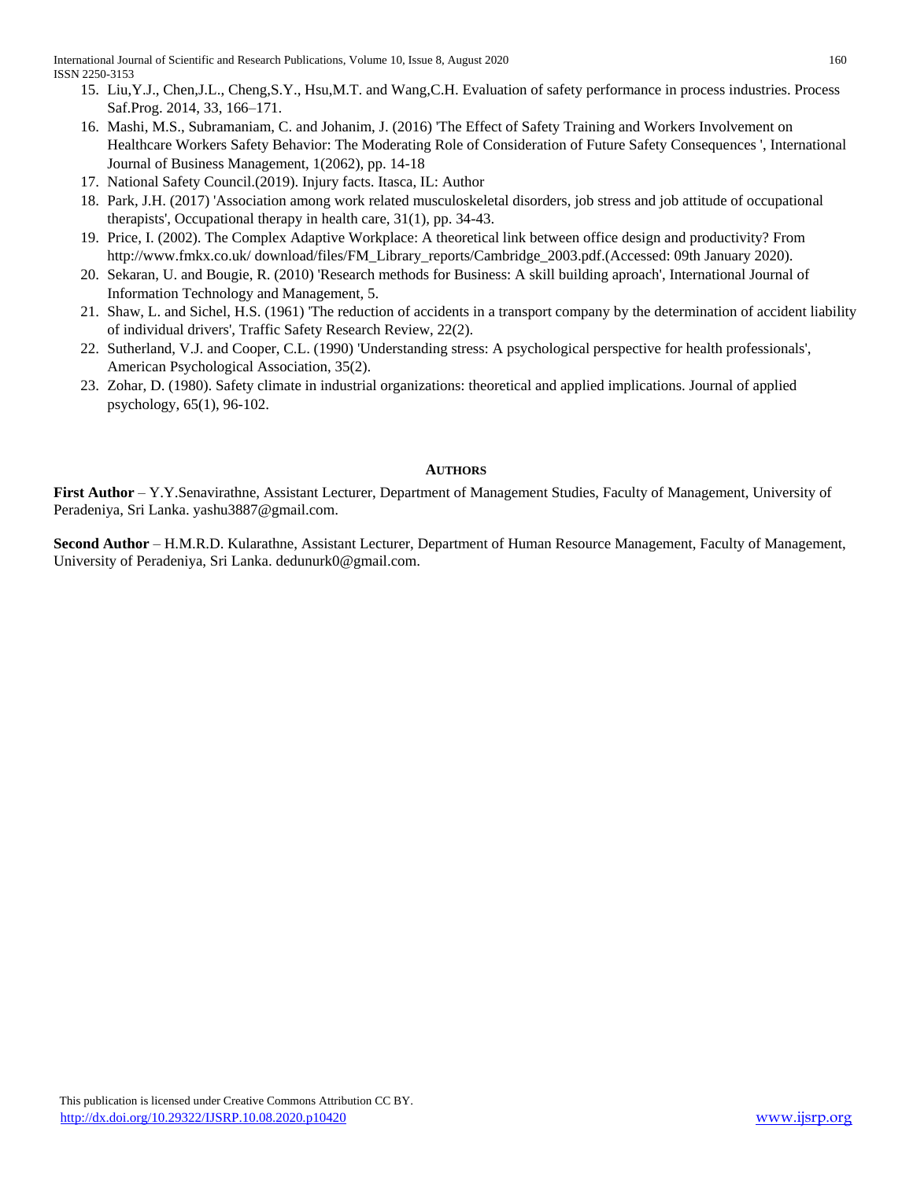15. Liu,Y.J., Chen,J.L., Cheng,S.Y., Hsu,M.T. and Wang,C.H. Evaluation of safety performance in process industries. Process Saf.Prog. 2014, 33, 166–171.
16. Mashi, M.S., Subramaniam, C. and Johanim, J. (2016) 'The Effect of Safety Training and Workers Involvement on Healthcare Workers Safety Behavior: The Moderating Role of Consideration of Future Safety Consequences ', International Journal of Business Management, 1(2062), pp. 14-18
17. National Safety Council.(2019). Injury facts. Itasca, IL: Author
18. Park, J.H. (2017) 'Association among work related musculoskeletal disorders, job stress and job attitude of occupational therapists', Occupational therapy in health care, 31(1), pp. 34-43.
19. Price, I. (2002). The Complex Adaptive Workplace: A theoretical link between office design and productivity? From http://www.fmkx.co.uk/ download/files/FM_Library_reports/Cambridge_2003.pdf.(Accessed: 09th January 2020).
20. Sekaran, U. and Bougie, R. (2010) 'Research methods for Business: A skill building aproach', International Journal of Information Technology and Management, 5.
21. Shaw, L. and Sichel, H.S. (1961) 'The reduction of accidents in a transport company by the determination of accident liability of individual drivers', Traffic Safety Research Review, 22(2).
22. Sutherland, V.J. and Cooper, C.L. (1990) 'Understanding stress: A psychological perspective for health professionals', American Psychological Association, 35(2).
23. Zohar, D. (1980). Safety climate in industrial organizations: theoretical and applied implications. Journal of applied psychology, 65(1), 96-102.

## AUTHORS

**First Author** – Y.Y.Senavirathne, Assistant Lecturer, Department of Management Studies, Faculty of Management, University of Peradeniya, Sri Lanka. yashu3887@gmail.com.

**Second Author** – H.M.R.D. Kularathne, Assistant Lecturer, Department of Human Resource Management, Faculty of Management, University of Peradeniya, Sri Lanka. dedunurk0@gmail.com.